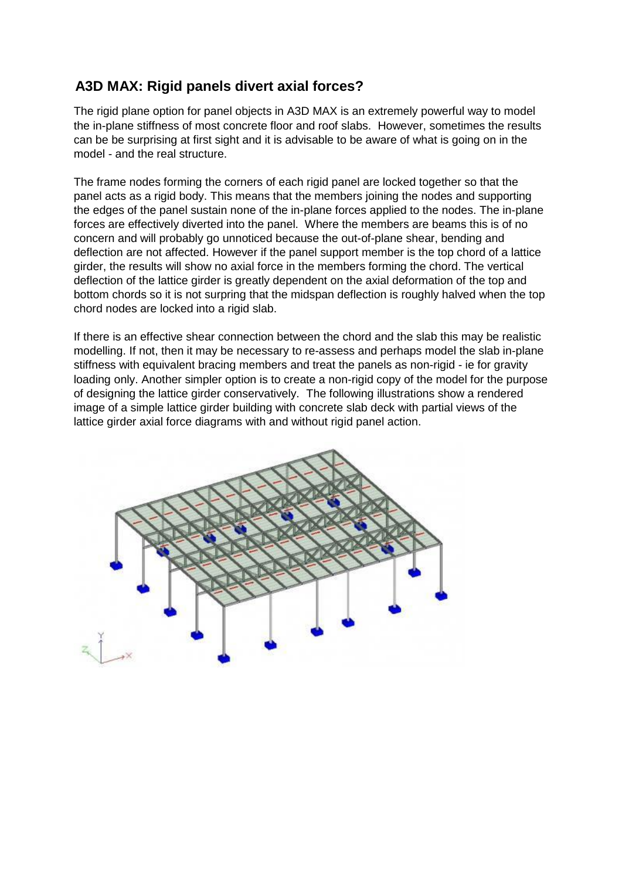## A3D MAX: Rigid panels divert axial forces?

The rigid plane option for panel objects in A3D MAX is an extremely powerful way to model the in-plane stiffness of most concrete floor and roof slabs. However, sometimes the results can be be surprising at first sight and it is advisable to be aware of what is going on in the model - and the real structure.

The frame nodes forming the corners of each rigid panel are locked together so that the panel acts as a rigid body. This means that the members joining the nodes and supporting the edges of the panel sustain none of the in-plane forces applied to the nodes. The in-plane forces are effectively diverted into the panel. Where the members are beams this is of no concern and will probably go unnoticed because the out-of-plane shear, bending and deflection are not affected. However if the panel support member is the top chord of a lattice girder, the results will show no axial force in the members forming the chord. The vertical deflection of the lattice girder is greatly dependent on the axial deformation of the top and bottom chords so it is not surpring that the midspan deflection is roughly halved when the top chord nodes are locked into a rigid slab.

If there is an effective shear connection between the chord and the slab this may be realistic modelling. If not, then it may be necessary to re-assess and perhaps model the slab in-plane stiffness with equivalent bracing members and treat the panels as non-rigid - ie for gravity loading only. Another simpler option is to create a non-rigid copy of the model for the purpose of designing the lattice girder conservatively. The following illustrations show a rendered image of a simple lattice girder building with concrete slab deck with partial views of the lattice girder axial force diagrams with and without rigid panel action.